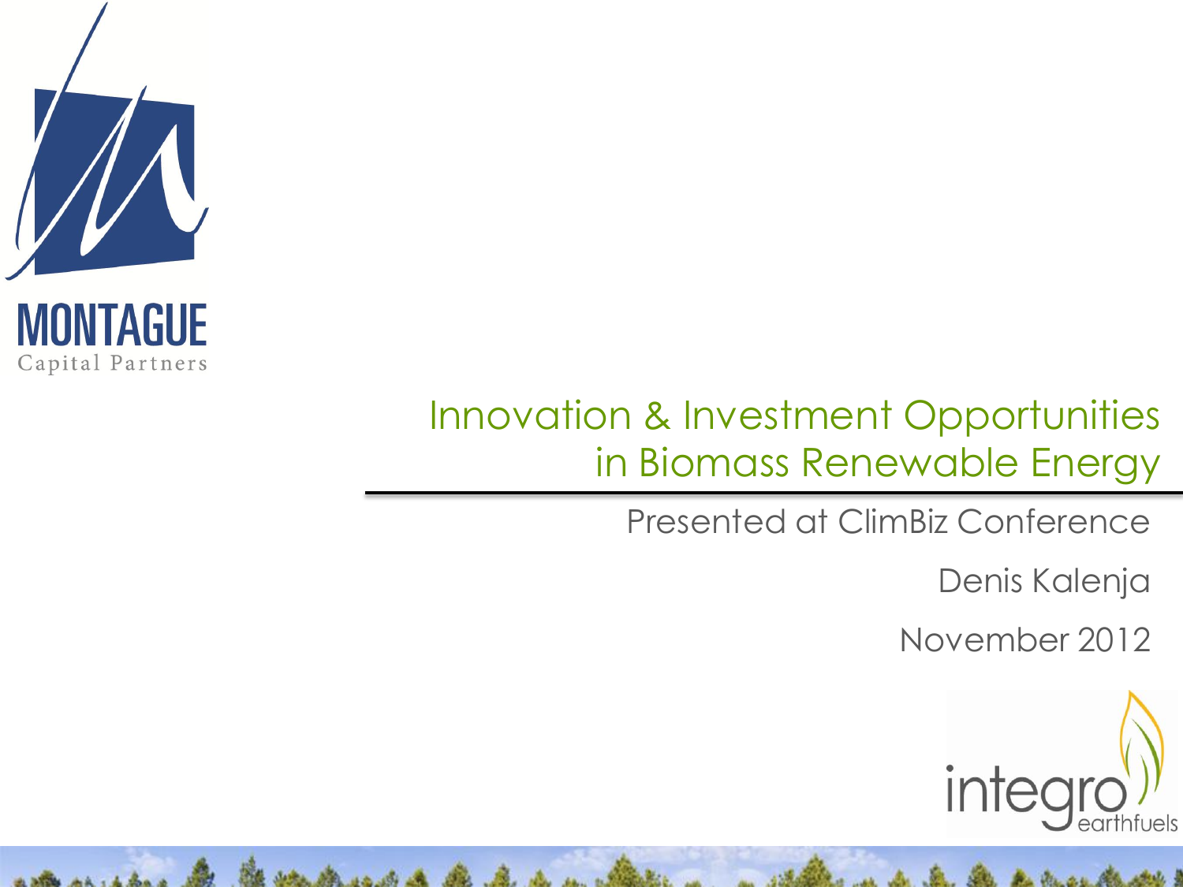MONTAGUE
Capital Partners

# Innovation & Investment Opportunities in Biomass Renewable Energy

Presented at ClimBiz Conference

Denis Kalenja

November 2012

integro earthfuels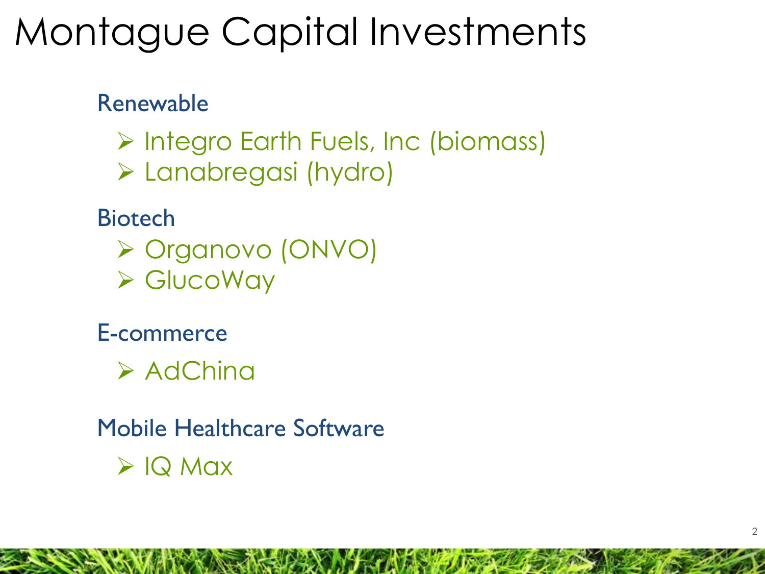# Montague Capital Investments

## Renewable

- Integro Earth Fuels, Inc (biomass)
- Lanabregasi (hydro)

## Biotech

- Organovo (ONVO)
- GlucoWay

## E-commerce

- AdChina

## Mobile Healthcare Software

- IQ Max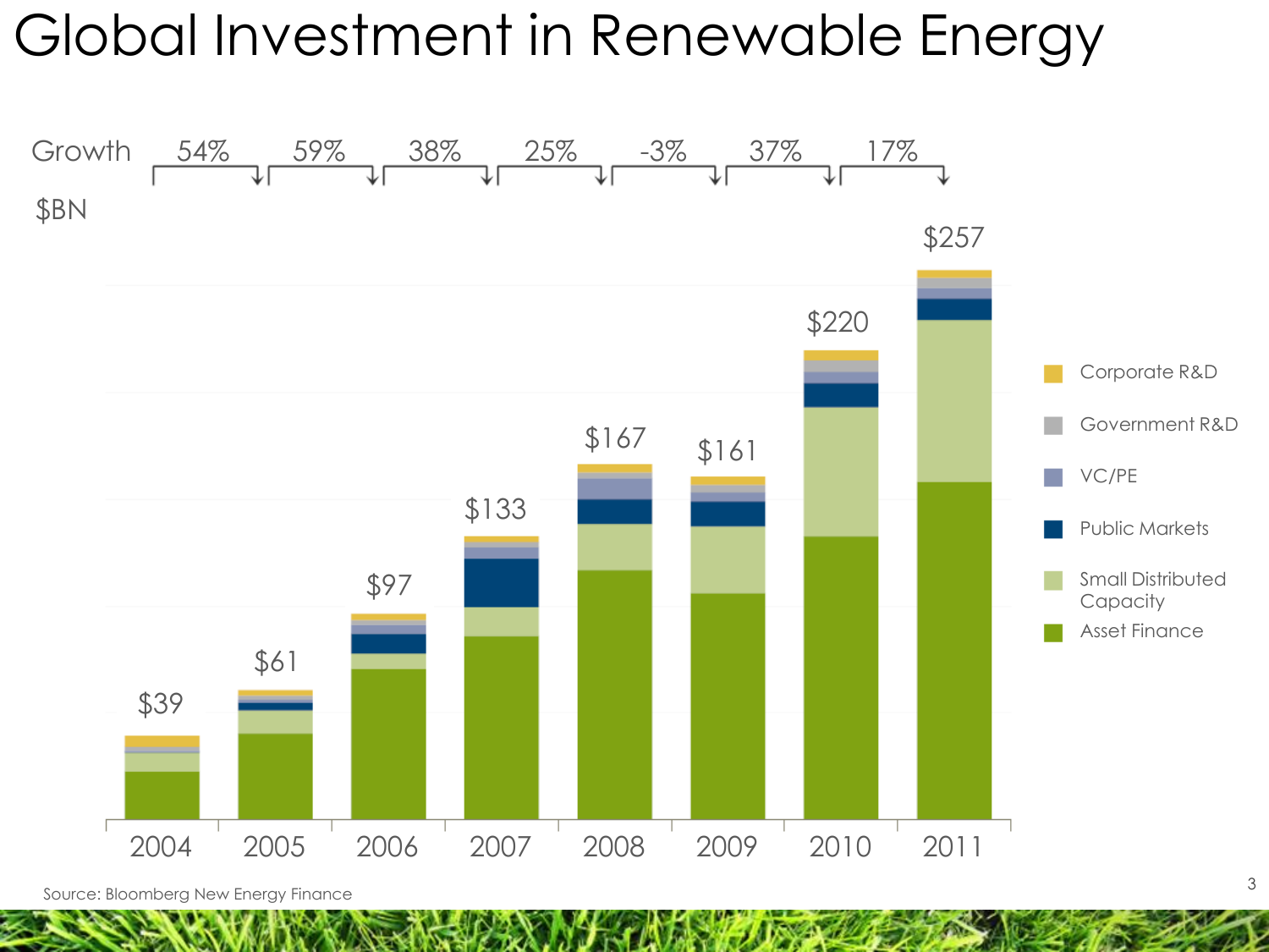# Global Investment in Renewable Energy

| | 2004 | 2005 | 2006 | 2007 | 2008 | 2009 | 2010 | 2011 |
|---|---|---|---|---|---|---|---|---|
| $BN | $39 | $61 | $97 | $133 | $167 | $161 | $220 | $257 |
| Growth | | 54% | 59% | 38% | 25% | -3% | 37% | 17% |

Legend: Corporate R&D, Government R&D, VC/PE, Public Markets, Small Distributed Capacity, Asset Finance

Source: Bloomberg New Energy Finance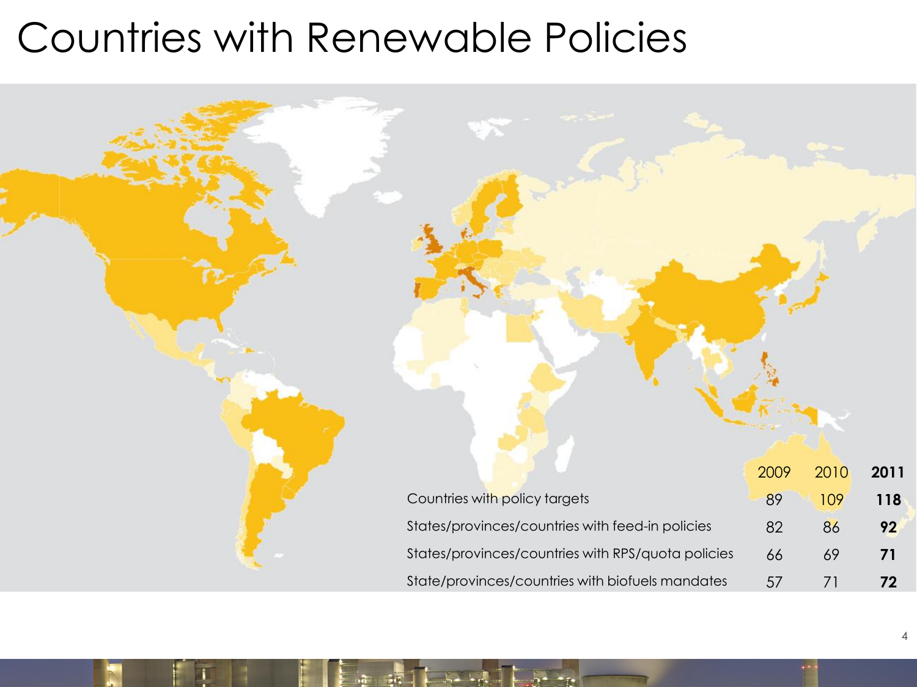# Countries with Renewable Policies

| | 2009 | 2010 | **2011** |
|---|---|---|---|
| Countries with policy targets | 89 | 109 | **118** |
| States/provinces/countries with feed-in policies | 82 | 86 | **92** |
| States/provinces/countries with RPS/quota policies | 66 | 69 | **71** |
| State/provinces/countries with biofuels mandates | 57 | 71 | **72** |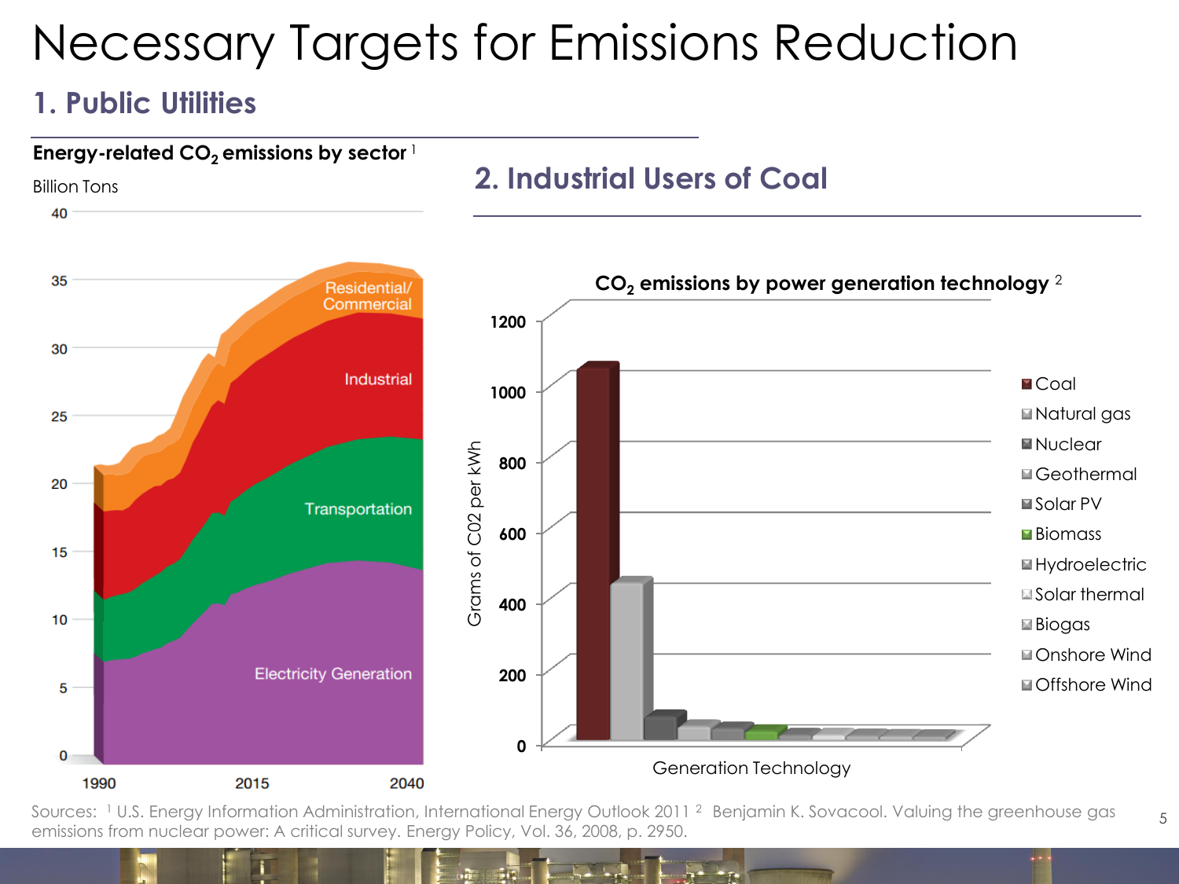# Necessary Targets for Emissions Reduction

## 1. Public Utilities

**Energy-related $CO_2$ emissions by sector** [1]

Billion Tons

## 2. Industrial Users of Coal

**$CO_2$ emissions by power generation technology** [2]

Sources: [1] U.S. Energy Information Administration, International Energy Outlook 2011 [2] Benjamin K. Sovacool. Valuing the greenhouse gas emissions from nuclear power: A critical survey. Energy Policy, Vol. 36, 2008, p. 2950.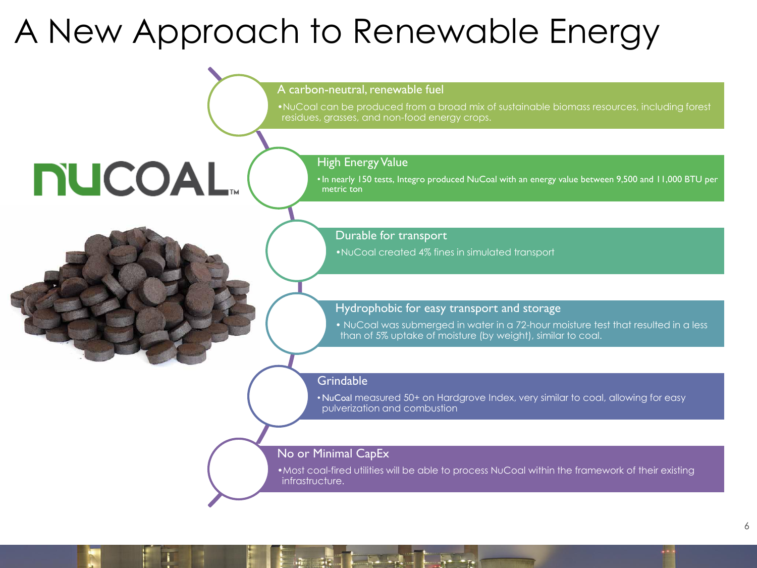# A New Approach to Renewable Energy

NUCOAL™

### A carbon-neutral, renewable fuel

- NuCoal can be produced from a broad mix of sustainable biomass resources, including forest residues, grasses, and non-food energy crops.

### High Energy Value

- In nearly 150 tests, Integro produced NuCoal with an energy value between 9,500 and 11,000 BTU per metric ton

### Durable for transport

- NuCoal created 4% fines in simulated transport

### Hydrophobic for easy transport and storage

- NuCoal was submerged in water in a 72-hour moisture test that resulted in a less than of 5% uptake of moisture (by weight), similar to coal.

### Grindable

- NuCoal measured 50+ on Hardgrove Index, very similar to coal, allowing for easy pulverization and combustion

### No or Minimal CapEx

- Most coal-fired utilities will be able to process NuCoal within the framework of their existing infrastructure.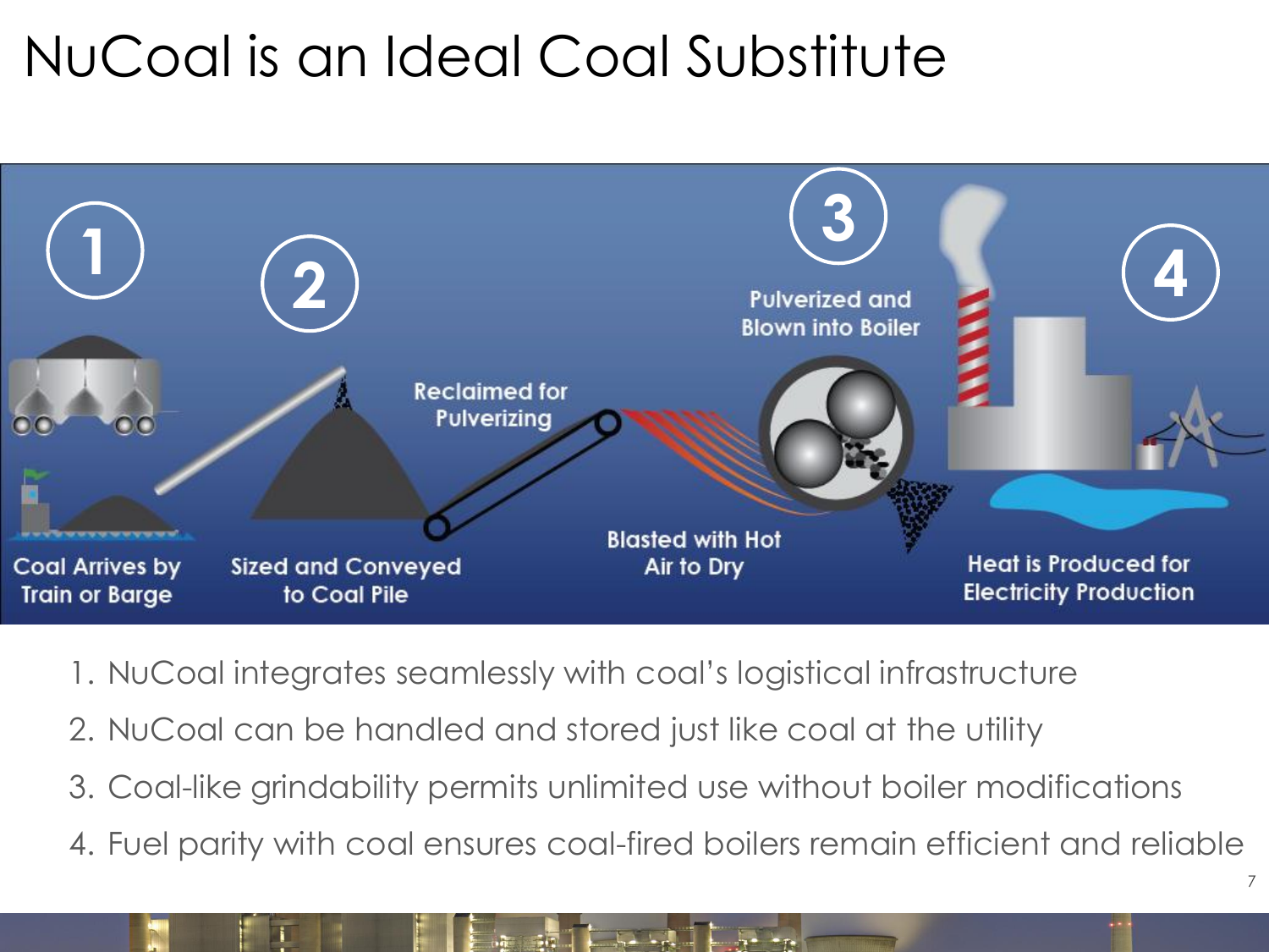# NuCoal is an Ideal Coal Substitute

1 — Coal Arrives by Train or Barge

2 — Sized and Conveyed to Coal Pile

Reclaimed for Pulverizing

Blasted with Hot Air to Dry

3 — Pulverized and Blown into Boiler

4 — Heat is Produced for Electricity Production

1. NuCoal integrates seamlessly with coal's logistical infrastructure
2. NuCoal can be handled and stored just like coal at the utility
3. Coal-like grindability permits unlimited use without boiler modifications
4. Fuel parity with coal ensures coal-fired boilers remain efficient and reliable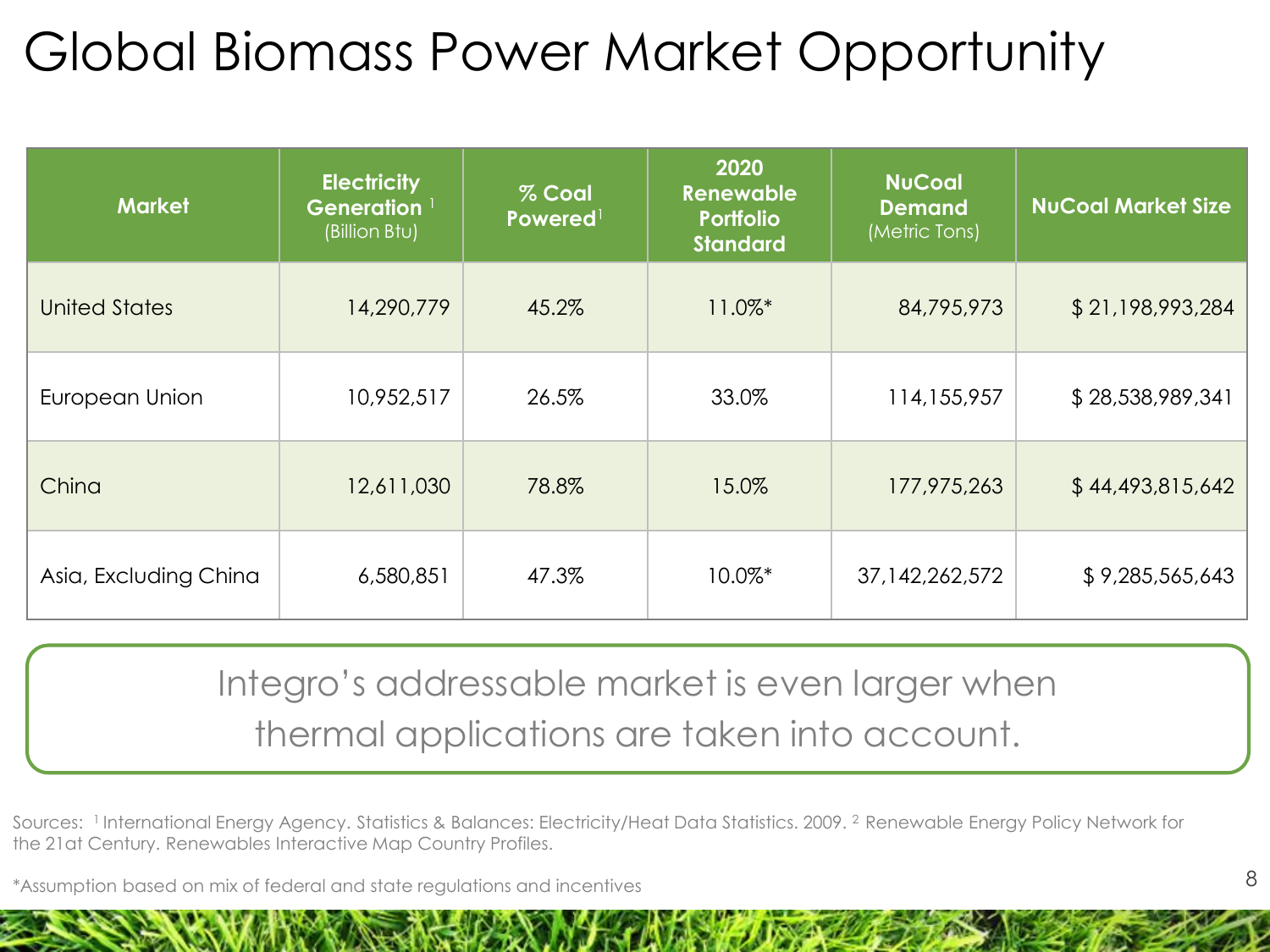# Global Biomass Power Market Opportunity

| Market | Electricity Generation [1] (Billion Btu) | % Coal Powered[1] | 2020 Renewable Portfolio Standard | NuCoal Demand (Metric Tons) | NuCoal Market Size |
|---|---|---|---|---|---|
| United States | 14,290,779 | 45.2% | 11.0%* | 84,795,973 | $ 21,198,993,284 |
| European Union | 10,952,517 | 26.5% | 33.0% | 114,155,957 | $ 28,538,989,341 |
| China | 12,611,030 | 78.8% | 15.0% | 177,975,263 | $ 44,493,815,642 |
| Asia, Excluding China | 6,580,851 | 47.3% | 10.0%* | 37,142,262,572 | $ 9,285,565,643 |

Integro's addressable market is even larger when thermal applications are taken into account.

Sources: [1] International Energy Agency. Statistics & Balances: Electricity/Heat Data Statistics. 2009. [2] Renewable Energy Policy Network for the 21at Century. Renewables Interactive Map Country Profiles.

*Assumption based on mix of federal and state regulations and incentives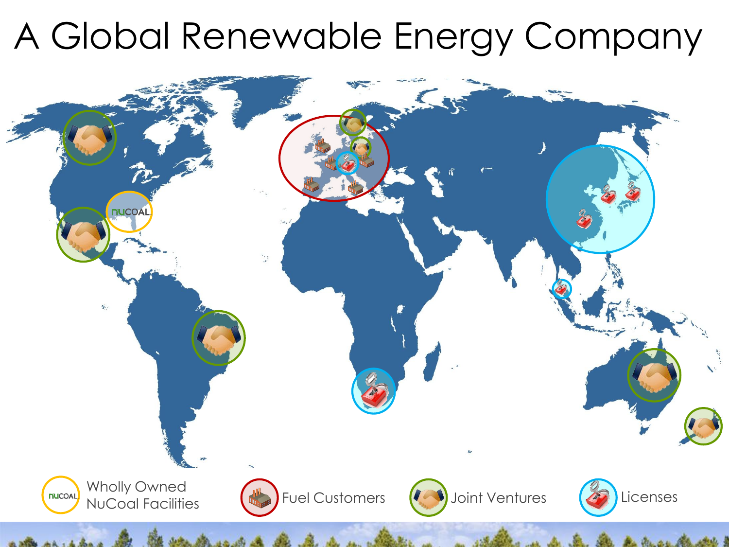# A Global Renewable Energy Company

- Wholly Owned NuCoal Facilities
- Fuel Customers
- Joint Ventures
- Licenses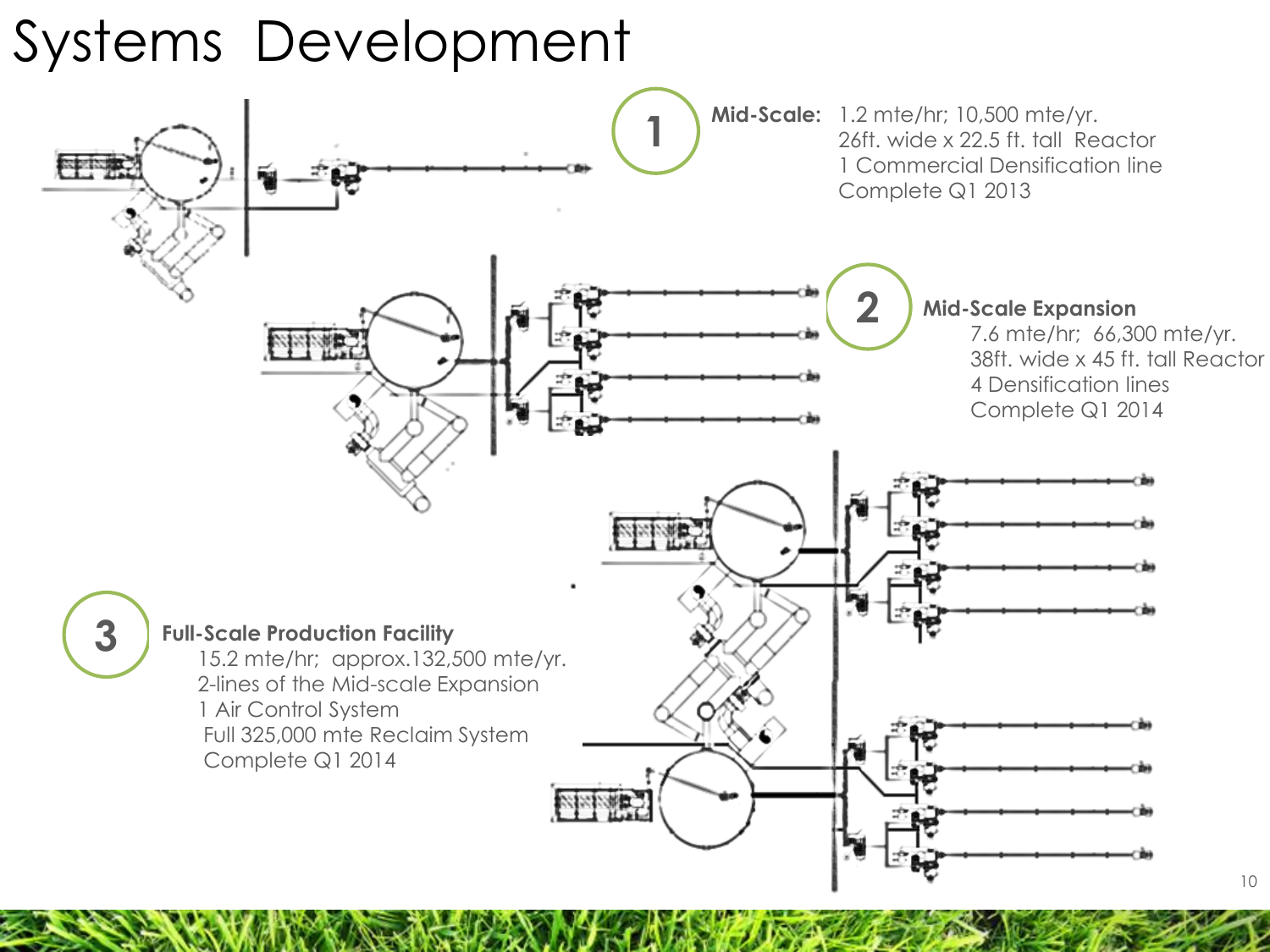# Systems Development

**1**

**Mid-Scale:** 1.2 mte/hr; 10,500 mte/yr.
26ft. wide x 22.5 ft. tall Reactor
1 Commercial Densification line
Complete Q1 2013

**2**

**Mid-Scale Expansion**
7.6 mte/hr; 66,300 mte/yr.
38ft. wide x 45 ft. tall Reactor
4 Densification lines
Complete Q1 2014

**3**

**Full-Scale Production Facility**
15.2 mte/hr; approx.132,500 mte/yr.
2-lines of the Mid-scale Expansion
1 Air Control System
Full 325,000 mte Reclaim System
Complete Q1 2014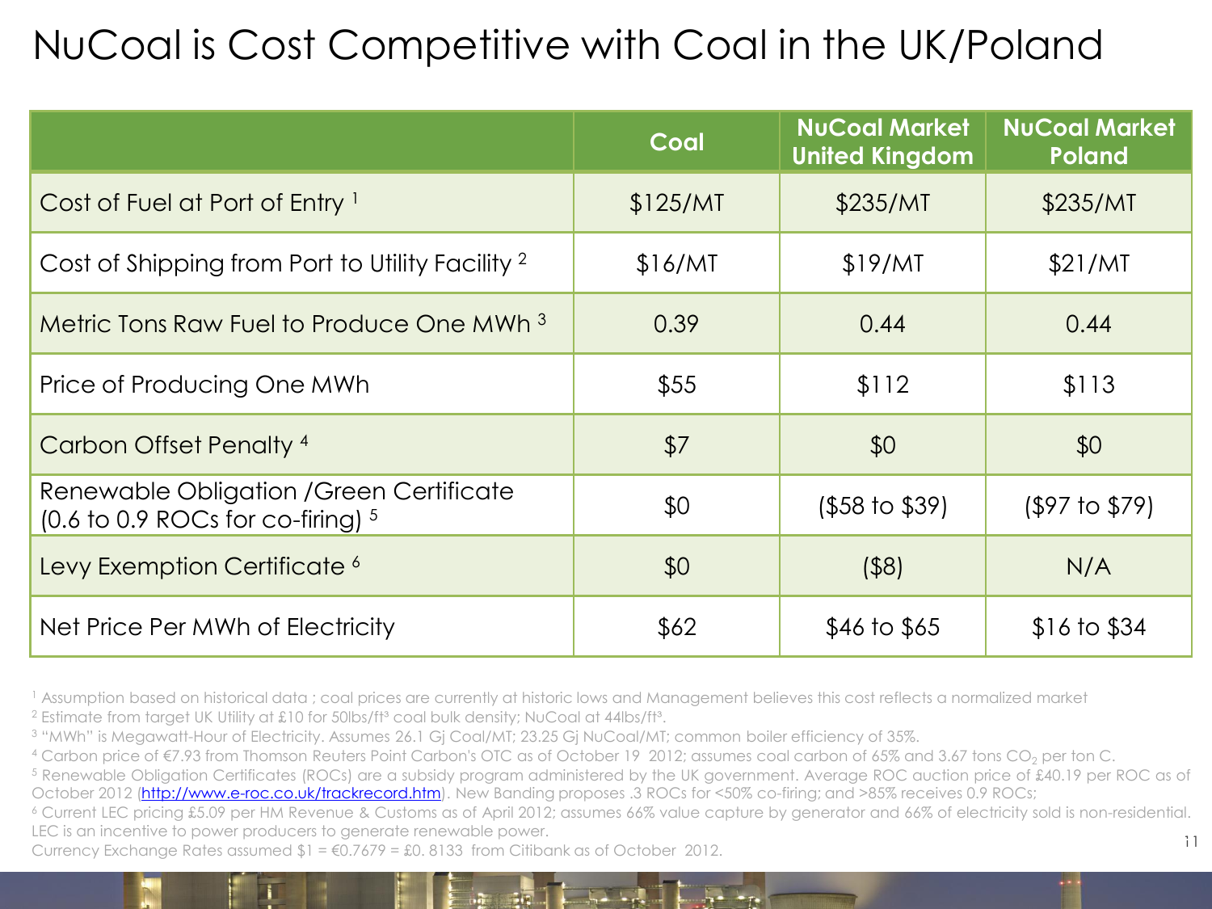# NuCoal is Cost Competitive with Coal in the UK/Poland

| | Coal | NuCoal Market United Kingdom | NuCoal Market Poland |
|---|---|---|---|
| Cost of Fuel at Port of Entry [1] | $125/MT | $235/MT | $235/MT |
| Cost of Shipping from Port to Utility Facility [2] | $16/MT | $19/MT | $21/MT |
| Metric Tons Raw Fuel to Produce One MWh [3] | 0.39 | 0.44 | 0.44 |
| Price of Producing One MWh | $55 | $112 | $113 |
| Carbon Offset Penalty [4] | $7 | $0 | $0 |
| Renewable Obligation /Green Certificate (0.6 to 0.9 ROCs for co-firing) [5] | $0 | ($58 to $39) | ($97 to $79) |
| Levy Exemption Certificate [6] | $0 | ($8) | N/A |
| Net Price Per MWh of Electricity | $62 | $46 to $65 | $16 to $34 |

[1] Assumption based on historical data ; coal prices are currently at historic lows and Management believes this cost reflects a normalized market

[2] Estimate from target UK Utility at £10 for 50lbs/ft³ coal bulk density; NuCoal at 44lbs/ft³.

[3] "MWh" is Megawatt-Hour of Electricity. Assumes 26.1 Gj Coal/MT; 23.25 Gj NuCoal/MT; common boiler efficiency of 35%.

[4] Carbon price of €7.93 from Thomson Reuters Point Carbon's OTC as of October 19 2012; assumes coal carbon of 65% and 3.67 tons $CO_2$ per ton C.

[5] Renewable Obligation Certificates (ROCs) are a subsidy program administered by the UK government. Average ROC auction price of £40.19 per ROC as of October 2012 (http://www.e-roc.co.uk/trackrecord.htm). New Banding proposes .3 ROCs for <50% co-firing; and >85% receives 0.9 ROCs;

[6] Current LEC pricing £5.09 per HM Revenue & Customs as of April 2012; assumes 66% value capture by generator and 66% of electricity sold is non-residential. LEC is an incentive to power producers to generate renewable power.

Currency Exchange Rates assumed $1 = €0.7679 = £0. 8133 from Citibank as of October 2012.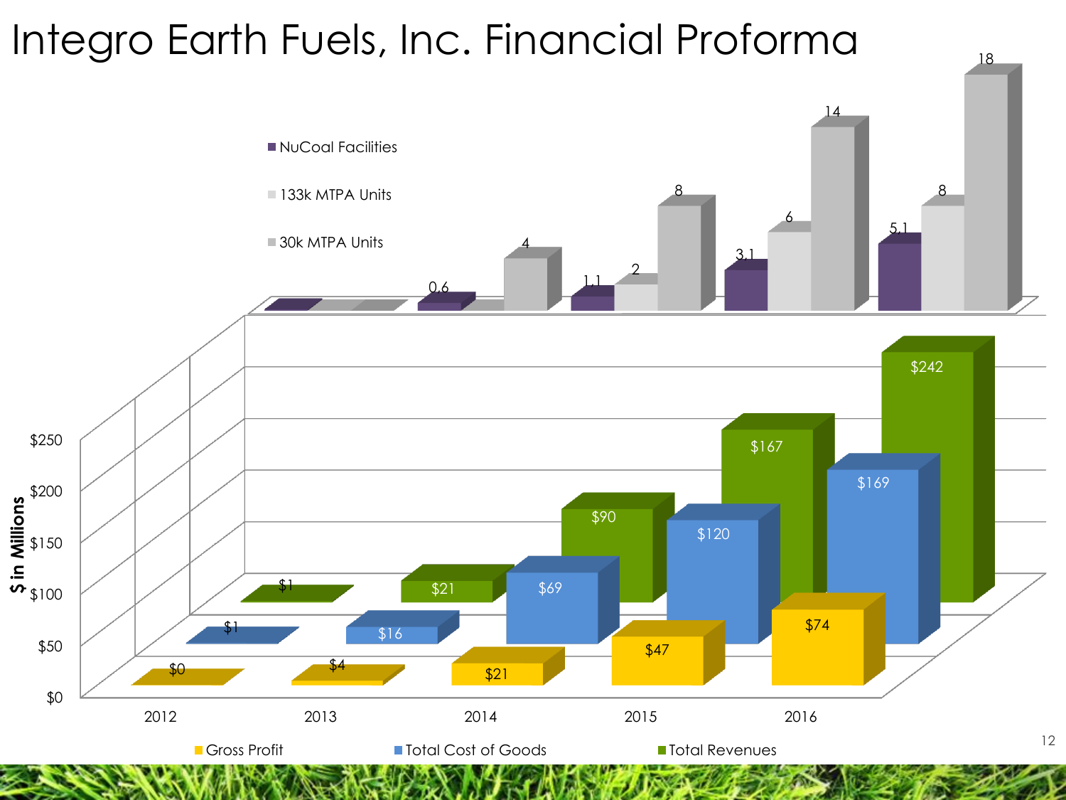# Integro Earth Fuels, Inc. Financial Proforma

| | 2012 | 2013 | 2014 | 2015 | 2016 |
|---|---|---|---|---|---|
| NuCoal Facilities | | 0.6 | 1.1 | 3.1 | 5.1 |
| 133k MTPA Units | | | 2 | 6 | 8 |
| 30k MTPA Units | | 4 | 8 | 14 | 18 |
| Gross Profit | $0 | $4 | $21 | $47 | $74 |
| Total Cost of Goods | $1 | $16 | $69 | $120 | $169 |
| Total Revenues | $1 | $21 | $90 | $167 | $242 |

$ in Millions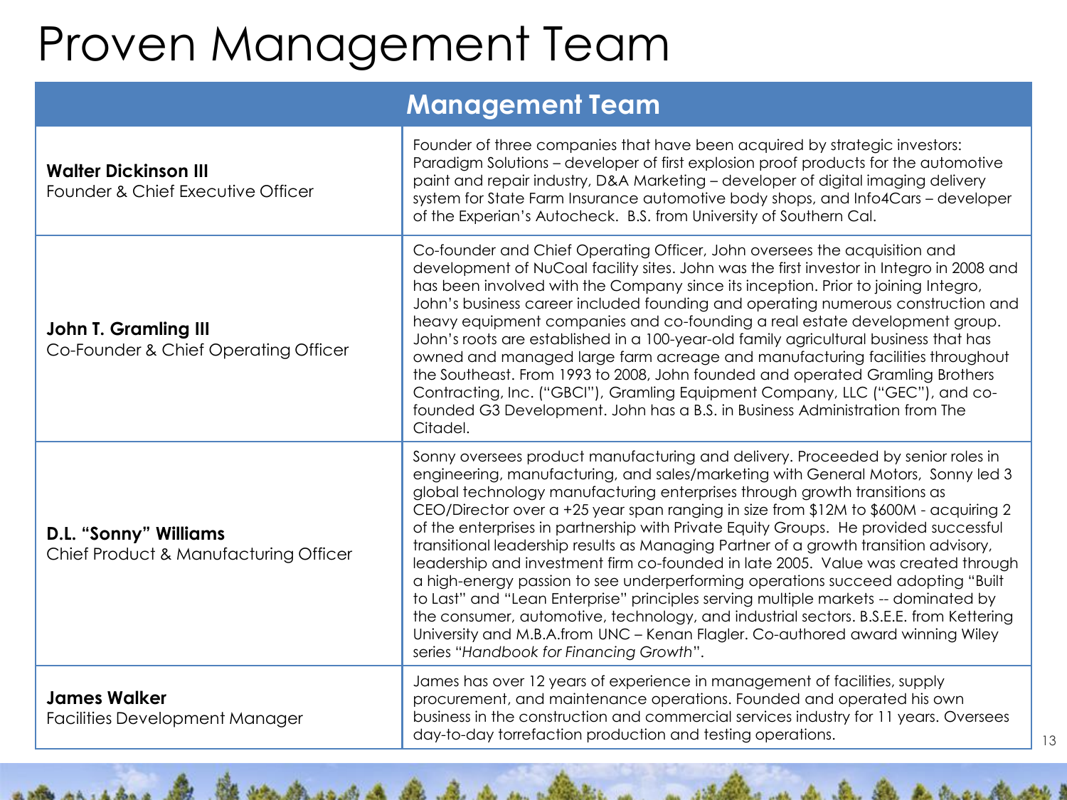# Proven Management Team

| Management Team | |
|---|---|
| **Walter Dickinson III**<br>Founder & Chief Executive Officer | Founder of three companies that have been acquired by strategic investors: Paradigm Solutions – developer of first explosion proof products for the automotive paint and repair industry, D&A Marketing – developer of digital imaging delivery system for State Farm Insurance automotive body shops, and Info4Cars – developer of the Experian's Autocheck. B.S. from University of Southern Cal. |
| **John T. Gramling III**<br>Co-Founder & Chief Operating Officer | Co-founder and Chief Operating Officer, John oversees the acquisition and development of NuCoal facility sites. John was the first investor in Integro in 2008 and has been involved with the Company since its inception. Prior to joining Integro, John's business career included founding and operating numerous construction and heavy equipment companies and co-founding a real estate development group. John's roots are established in a 100-year-old family agricultural business that has owned and managed large farm acreage and manufacturing facilities throughout the Southeast. From 1993 to 2008, John founded and operated Gramling Brothers Contracting, Inc. ("GBCI"), Gramling Equipment Company, LLC ("GEC"), and co-founded G3 Development. John has a B.S. in Business Administration from The Citadel. |
| **D.L. "Sonny" Williams**<br>Chief Product & Manufacturing Officer | Sonny oversees product manufacturing and delivery. Proceeded by senior roles in engineering, manufacturing, and sales/marketing with General Motors, Sonny led 3 global technology manufacturing enterprises through growth transitions as CEO/Director over a +25 year span ranging in size from $12M to $600M - acquiring 2 of the enterprises in partnership with Private Equity Groups. He provided successful transitional leadership results as Managing Partner of a growth transition advisory, leadership and investment firm co-founded in late 2005. Value was created through a high-energy passion to see underperforming operations succeed adopting "Built to Last" and "Lean Enterprise" principles serving multiple markets -- dominated by the consumer, automotive, technology, and industrial sectors. B.S.E.E. from Kettering University and M.B.A.from UNC – Kenan Flagler. Co-authored award winning Wiley series "*Handbook for Financing Growth*". |
| **James Walker**<br>Facilities Development Manager | James has over 12 years of experience in management of facilities, supply procurement, and maintenance operations. Founded and operated his own business in the construction and commercial services industry for 11 years. Oversees day-to-day torrefaction production and testing operations. |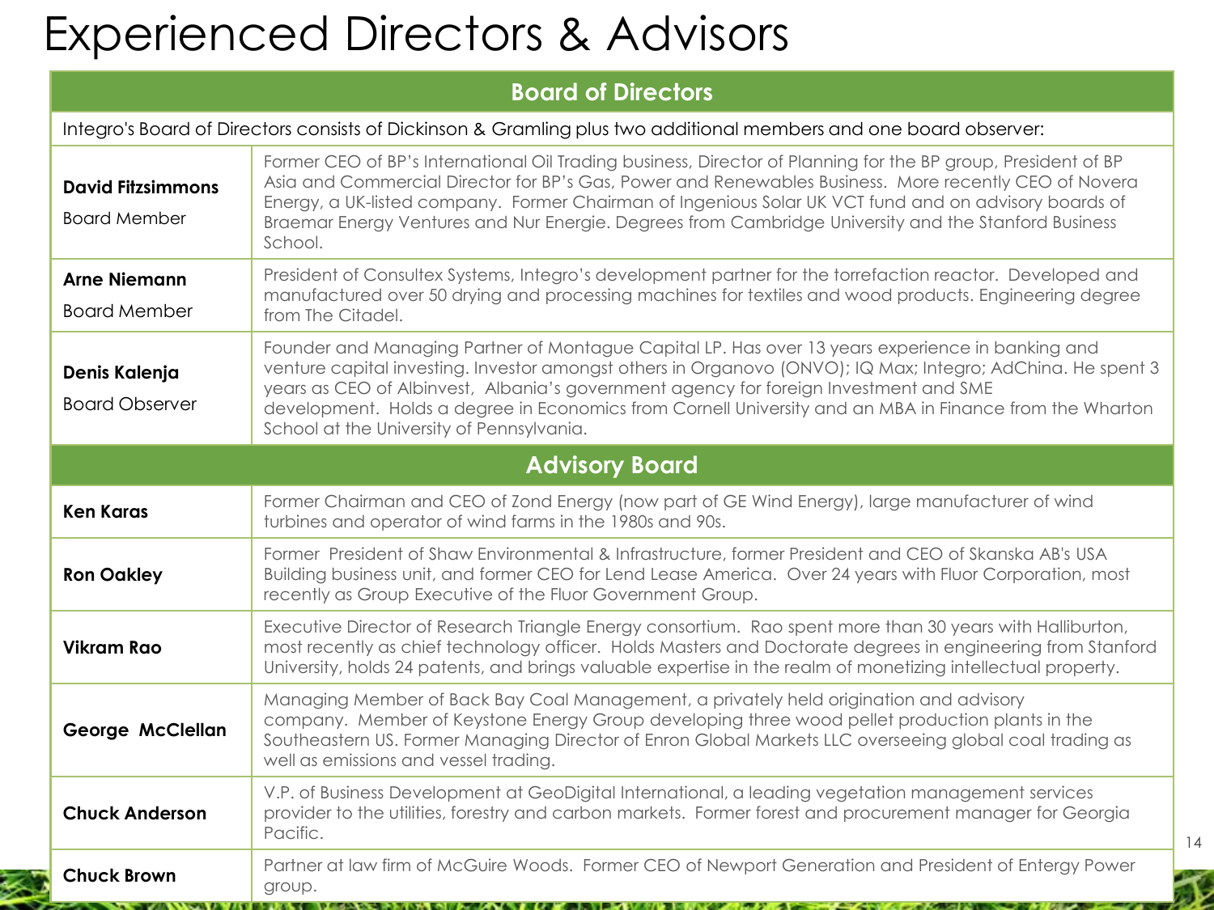# Experienced Directors & Advisors

| Board of Directors | |
|---|---|
| Integro's Board of Directors consists of Dickinson & Gramling plus two additional members and one board observer: | |
| **David Fitzsimmons**<br>Board Member | Former CEO of BP's International Oil Trading business, Director of Planning for the BP group, President of BP Asia and Commercial Director for BP's Gas, Power and Renewables Business. More recently CEO of Novera Energy, a UK-listed company. Former Chairman of Ingenious Solar UK VCT fund and on advisory boards of Braemar Energy Ventures and Nur Energie. Degrees from Cambridge University and the Stanford Business School. |
| **Arne Niemann**<br>Board Member | President of Consultex Systems, Integro's development partner for the torrefaction reactor. Developed and manufactured over 50 drying and processing machines for textiles and wood products. Engineering degree from The Citadel. |
| **Denis Kalenja**<br>Board Observer | Founder and Managing Partner of Montague Capital LP. Has over 13 years experience in banking and venture capital investing. Investor amongst others in Organovo (ONVO); IQ Max; Integro; AdChina. He spent 3 years as CEO of Albinvest, Albania's government agency for foreign Investment and SME development. Holds a degree in Economics from Cornell University and an MBA in Finance from the Wharton School at the University of Pennsylvania. |
| **Advisory Board** | |
| **Ken Karas** | Former Chairman and CEO of Zond Energy (now part of GE Wind Energy), large manufacturer of wind turbines and operator of wind farms in the 1980s and 90s. |
| **Ron Oakley** | Former President of Shaw Environmental & Infrastructure, former President and CEO of Skanska AB's USA Building business unit, and former CEO for Lend Lease America. Over 24 years with Fluor Corporation, most recently as Group Executive of the Fluor Government Group. |
| **Vikram Rao** | Executive Director of Research Triangle Energy consortium. Rao spent more than 30 years with Halliburton, most recently as chief technology officer. Holds Masters and Doctorate degrees in engineering from Stanford University, holds 24 patents, and brings valuable expertise in the realm of monetizing intellectual property. |
| **George McClellan** | Managing Member of Back Bay Coal Management, a privately held origination and advisory company. Member of Keystone Energy Group developing three wood pellet production plants in the Southeastern US. Former Managing Director of Enron Global Markets LLC overseeing global coal trading as well as emissions and vessel trading. |
| **Chuck Anderson** | V.P. of Business Development at GeoDigital International, a leading vegetation management services provider to the utilities, forestry and carbon markets. Former forest and procurement manager for Georgia Pacific. |
| **Chuck Brown** | Partner at law firm of McGuire Woods. Former CEO of Newport Generation and President of Entergy Power group. |